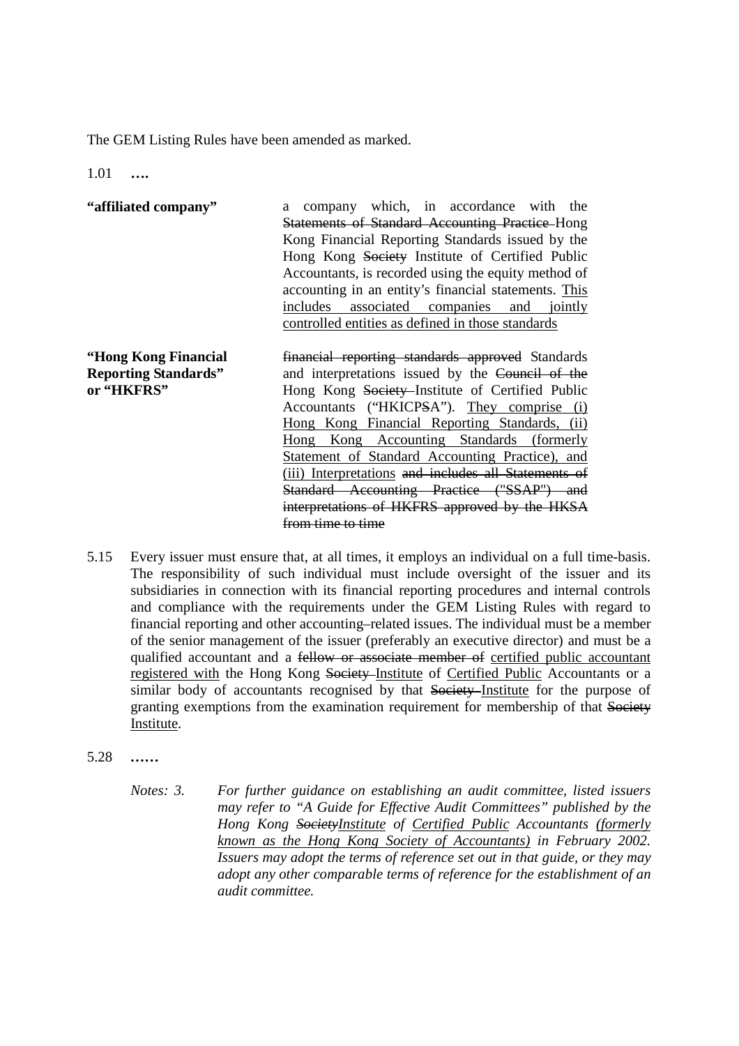The GEM Listing Rules have been amended as marked.

1.01 **….**

| | |
|---|---|
| **"affiliated company"** | a company which, in accordance with the ~~Statements of Standard Accounting Practice~~ Hong Kong Financial Reporting Standards issued by the Hong Kong ~~Society~~ Institute of Certified Public Accountants, is recorded using the equity method of accounting in an entity's financial statements. <u>This includes associated companies and jointly controlled entities as defined in those standards</u> |
| **"Hong Kong Financial Reporting Standards" or "HKFRS"** | ~~financial reporting standards approved~~ Standards and interpretations issued by the ~~Council of the~~ Hong Kong ~~Society~~ Institute of Certified Public Accountants ("HKICP~~S~~A"). <u>They comprise (i) Hong Kong Financial Reporting Standards, (ii) Hong Kong Accounting Standards (formerly Statement of Standard Accounting Practice), and (iii) Interpretations</u> ~~and includes all Statements of Standard Accounting Practice ("SSAP") and interpretations of HKFRS approved by the HKSA from time to time~~ |

5.15 Every issuer must ensure that, at all times, it employs an individual on a full time-basis. The responsibility of such individual must include oversight of the issuer and its subsidiaries in connection with its financial reporting procedures and internal controls and compliance with the requirements under the GEM Listing Rules with regard to financial reporting and other accounting~~-~~related issues. The individual must be a member of the senior management of the issuer (preferably an executive director) and must be a qualified accountant and a ~~fellow or associate member of~~ <u>certified public accountant registered with</u> the Hong Kong ~~Society~~ <u>Institute</u> of <u>Certified Public</u> Accountants or a similar body of accountants recognised by that ~~Society~~ <u>Institute</u> for the purpose of granting exemptions from the examination requirement for membership of that ~~Society~~ <u>Institute</u>.

5.28 **……**

*Notes: 3. For further guidance on establishing an audit committee, listed issuers may refer to "A Guide for Effective Audit Committees" published by the Hong Kong ~~Society~~<u>Institute</u> of <u>Certified Public</u> Accountants <u>(formerly known as the Hong Kong Society of Accountants)</u> in February 2002. Issuers may adopt the terms of reference set out in that guide, or they may adopt any other comparable terms of reference for the establishment of an audit committee.*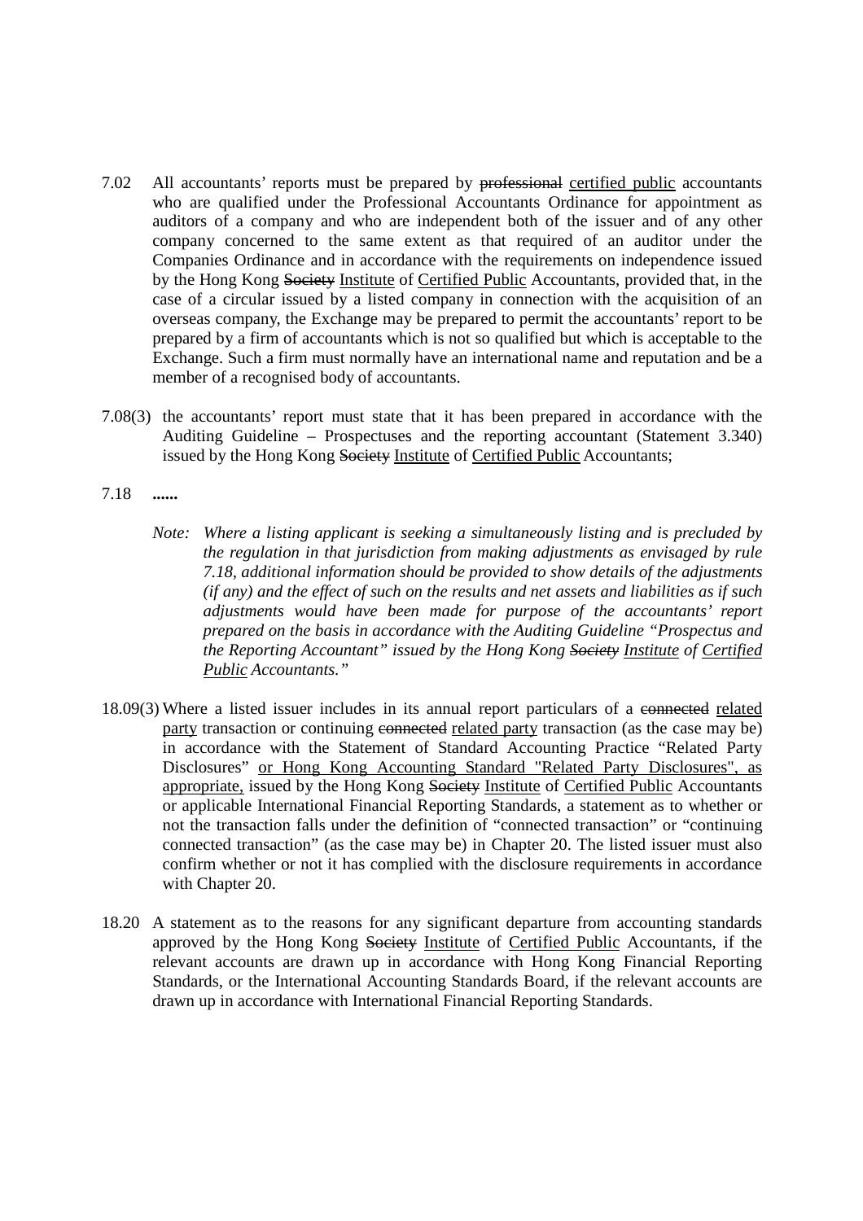7.02 All accountants' reports must be prepared by ~~professional~~ <u>certified public</u> accountants who are qualified under the Professional Accountants Ordinance for appointment as auditors of a company and who are independent both of the issuer and of any other company concerned to the same extent as that required of an auditor under the Companies Ordinance and in accordance with the requirements on independence issued by the Hong Kong ~~Society~~ <u>Institute</u> of <u>Certified Public</u> Accountants, provided that, in the case of a circular issued by a listed company in connection with the acquisition of an overseas company, the Exchange may be prepared to permit the accountants' report to be prepared by a firm of accountants which is not so qualified but which is acceptable to the Exchange. Such a firm must normally have an international name and reputation and be a member of a recognised body of accountants.

7.08(3) the accountants' report must state that it has been prepared in accordance with the Auditing Guideline – Prospectuses and the reporting accountant (Statement 3.340) issued by the Hong Kong ~~Society~~ <u>Institute</u> of <u>Certified Public</u> Accountants;

7.18 **......**

*Note: Where a listing applicant is seeking a simultaneously listing and is precluded by the regulation in that jurisdiction from making adjustments as envisaged by rule 7.18, additional information should be provided to show details of the adjustments (if any) and the effect of such on the results and net assets and liabilities as if such adjustments would have been made for purpose of the accountants' report prepared on the basis in accordance with the Auditing Guideline "Prospectus and the Reporting Accountant" issued by the Hong Kong ~~Society~~ <u>Institute</u> of <u>Certified Public</u> Accountants."*

18.09(3) Where a listed issuer includes in its annual report particulars of a ~~connected~~ <u>related party</u> transaction or continuing ~~connected~~ <u>related party</u> transaction (as the case may be) in accordance with the Statement of Standard Accounting Practice "Related Party Disclosures" <u>or Hong Kong Accounting Standard "Related Party Disclosures", as appropriate,</u> issued by the Hong Kong ~~Society~~ <u>Institute</u> of <u>Certified Public</u> Accountants or applicable International Financial Reporting Standards, a statement as to whether or not the transaction falls under the definition of "connected transaction" or "continuing connected transaction" (as the case may be) in Chapter 20. The listed issuer must also confirm whether or not it has complied with the disclosure requirements in accordance with Chapter 20.

18.20 A statement as to the reasons for any significant departure from accounting standards approved by the Hong Kong ~~Society~~ <u>Institute</u> of <u>Certified Public</u> Accountants, if the relevant accounts are drawn up in accordance with Hong Kong Financial Reporting Standards, or the International Accounting Standards Board, if the relevant accounts are drawn up in accordance with International Financial Reporting Standards.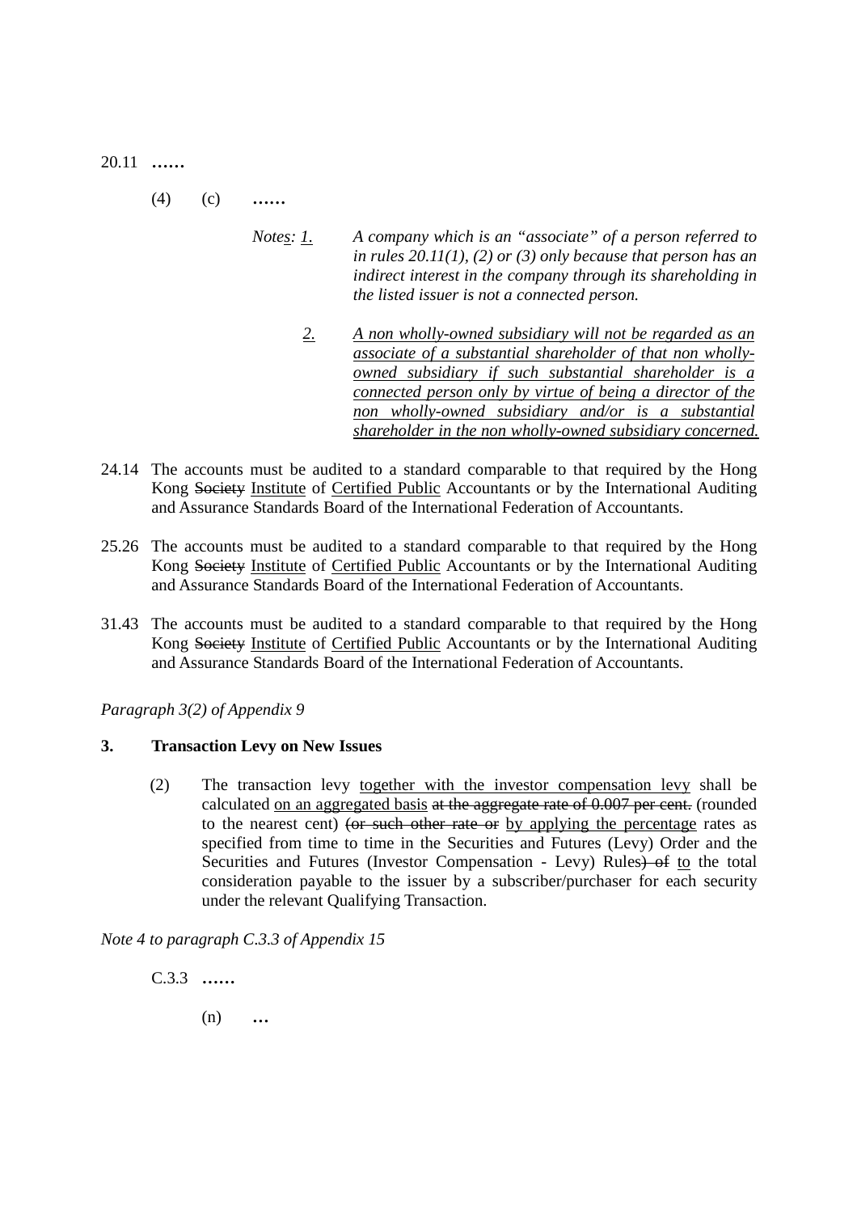20.11 ……

(4) (c) ……

*Note<u>s</u>: <u>1.</u>* *A company which is an "associate" of a person referred to in rules 20.11(1), (2) or (3) only because that person has an indirect interest in the company through its shareholding in the listed issuer is not a connected person.*

*<u>2.</u>* *<u>A non wholly-owned subsidiary will not be regarded as an associate of a substantial shareholder of that non wholly-owned subsidiary if such substantial shareholder is a connected person only by virtue of being a director of the non wholly-owned subsidiary and/or is a substantial shareholder in the non wholly-owned subsidiary concerned.</u>*

24.14 The accounts must be audited to a standard comparable to that required by the Hong Kong ~~Society~~ <u>Institute</u> of <u>Certified Public</u> Accountants or by the International Auditing and Assurance Standards Board of the International Federation of Accountants.

25.26 The accounts must be audited to a standard comparable to that required by the Hong Kong ~~Society~~ <u>Institute</u> of <u>Certified Public</u> Accountants or by the International Auditing and Assurance Standards Board of the International Federation of Accountants.

31.43 The accounts must be audited to a standard comparable to that required by the Hong Kong ~~Society~~ <u>Institute</u> of <u>Certified Public</u> Accountants or by the International Auditing and Assurance Standards Board of the International Federation of Accountants.

*Paragraph 3(2) of Appendix 9*

**3. Transaction Levy on New Issues**

(2) The transaction levy <u>together with the investor compensation levy</u> shall be calculated <u>on an aggregated basis</u> ~~at the aggregate rate of 0.007 per cent.~~ (rounded to the nearest cent) ~~(or such other rate or~~ <u>by applying the percentage</u> rates as specified from time to time in the Securities and Futures (Levy) Order and the Securities and Futures (Investor Compensation - Levy) Rules~~) of~~ <u>to</u> the total consideration payable to the issuer by a subscriber/purchaser for each security under the relevant Qualifying Transaction.

*Note 4 to paragraph C.3.3 of Appendix 15*

C.3.3 ……

(n) …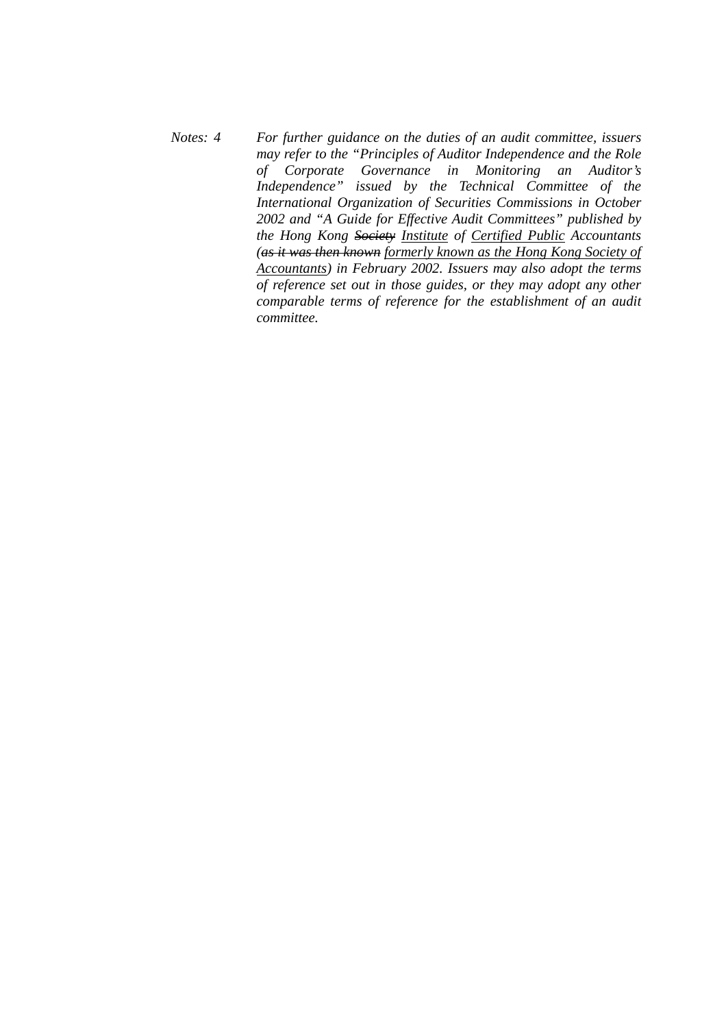*Notes: 4* *For further guidance on the duties of an audit committee, issuers may refer to the "Principles of Auditor Independence and the Role of Corporate Governance in Monitoring an Auditor's Independence" issued by the Technical Committee of the International Organization of Securities Commissions in October 2002 and "A Guide for Effective Audit Committees" published by the Hong Kong ~~Society~~ <u>Institute</u> of <u>Certified Public</u> Accountants (~~as it was then known~~ <u>formerly known as the Hong Kong Society of Accountants</u>) in February 2002. Issuers may also adopt the terms of reference set out in those guides, or they may adopt any other comparable terms of reference for the establishment of an audit committee.*